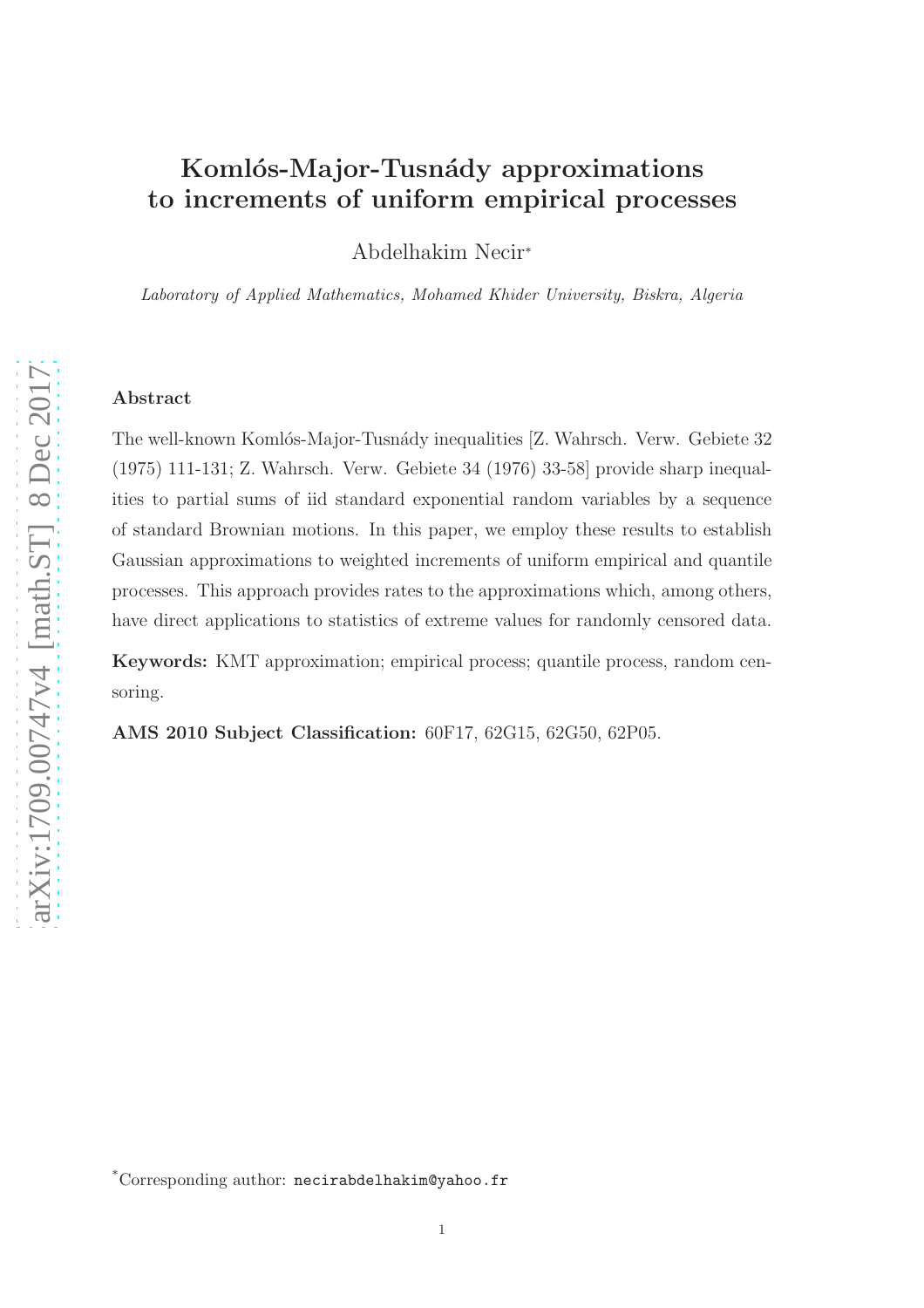# Komlós-Major-Tusnády approximations to increments of uniform empirical processes

Abdelhakim Necir*

*Laboratory of Applied Mathematics, Mohamed Khider University, Biskra, Algeria*

## Abstract

The well-known Komlós-Major-Tusnády inequalities [Z. Wahrsch. Verw. Gebiete 32 (1975) 111-131; Z. Wahrsch. Verw. Gebiete 34 (1976) 33-58] provide sharp inequalities to partial sums of iid standard exponential random variables by a sequence of standard Brownian motions. In this paper, we employ these results to establish Gaussian approximations to weighted increments of uniform empirical and quantile processes. This approach provides rates to the approximations which, among others, have direct applications to statistics of extreme values for randomly censored data.

**Keywords:** KMT approximation; empirical process; quantile process, random censoring.

**AMS 2010 Subject Classification:** 60F17, 62G15, 62G50, 62P05.

*Corresponding author: `necirabdelhakim@yahoo.fr`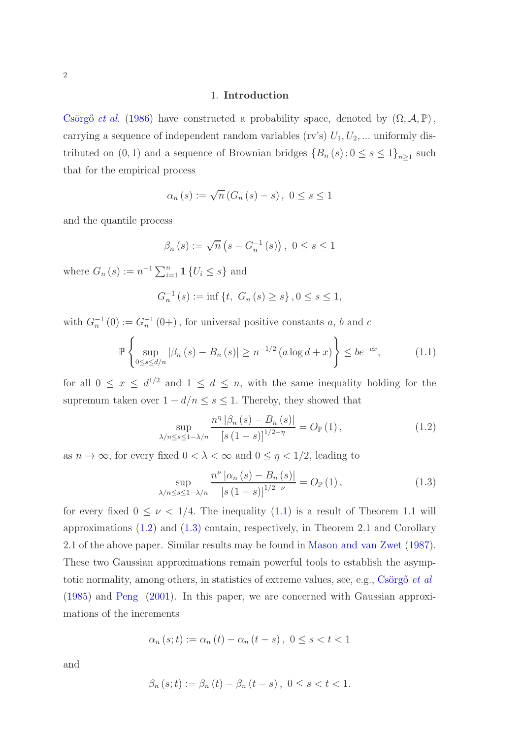## 1. Introduction

Csörgő *et al.* (1986) have constructed a probability space, denoted by $(\Omega, \mathcal{A}, \mathbb{P})$, carrying a sequence of independent random variables (rv's) $U_1, U_2, ...$ uniformly distributed on $(0,1)$ and a sequence of Brownian bridges $\{B_n(s); 0 \leq s \leq 1\}_{n \geq 1}$ such that for the empirical process

$$\alpha_n(s) := \sqrt{n}(G_n(s) - s), \ 0 \leq s \leq 1$$

and the quantile process

$$\beta_n(s) := \sqrt{n}\left(s - G_n^{-1}(s)\right), \ 0 \leq s \leq 1$$

where $G_n(s) := n^{-1} \sum_{i=1}^{n} \mathbf{1}\{U_i \leq s\}$ and

$$G_n^{-1}(s) := \inf\{t, \ G_n(s) \geq s\}, 0 \leq s \leq 1,$$

with $G_n^{-1}(0) := G_n^{-1}(0+)$, for universal positive constants $a$, $b$ and $c$

$$\mathbb{P}\left\{\sup_{0 \leq s \leq d/n} |\beta_n(s) - B_n(s)| \geq n^{-1/2}(a \log d + x)\right\} \leq b e^{-cx}, \tag{1.1}$$

for all $0 \leq x \leq d^{1/2}$ and $1 \leq d \leq n$, with the same inequality holding for the supremum taken over $1 - d/n \leq s \leq 1$. Thereby, they showed that

$$\sup_{\lambda/n \leq s \leq 1 - \lambda/n} \frac{n^{\eta} |\beta_n(s) - B_n(s)|}{[s(1-s)]^{1/2-\eta}} = O_{\mathbb{P}}(1), \tag{1.2}$$

as $n \to \infty$, for every fixed $0 < \lambda < \infty$ and $0 \leq \eta < 1/2$, leading to

$$\sup_{\lambda/n \leq s \leq 1 - \lambda/n} \frac{n^{\nu} |\alpha_n(s) - B_n(s)|}{[s(1-s)]^{1/2-\nu}} = O_{\mathbb{P}}(1), \tag{1.3}$$

for every fixed $0 \leq \nu < 1/4$. The inequality (1.1) is a result of Theorem 1.1 will approximations (1.2) and (1.3) contain, respectively, in Theorem 2.1 and Corollary 2.1 of the above paper. Similar results may be found in Mason and van Zwet (1987). These two Gaussian approximations remain powerful tools to establish the asymptotic normality, among others, in statistics of extreme values, see, e.g., Csörgő *et al* (1985) and Peng (2001). In this paper, we are concerned with Gaussian approximations of the increments

$$\alpha_n(s; t) := \alpha_n(t) - \alpha_n(t - s), \ 0 \leq s < t < 1$$

and

$$\beta_n(s; t) := \beta_n(t) - \beta_n(t - s), \ 0 \leq s < t < 1.$$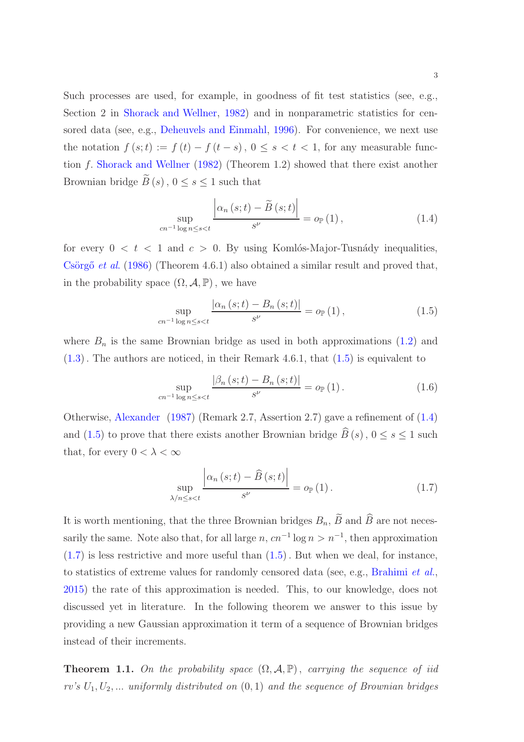Such processes are used, for example, in goodness of fit test statistics (see, e.g., Section 2 in Shorack and Wellner, 1982) and in nonparametric statistics for censored data (see, e.g., Deheuvels and Einmahl, 1996). For convenience, we next use the notation $f(s;t) := f(t) - f(t-s)$, $0 \leq s < t < 1$, for any measurable function $f$. Shorack and Wellner (1982) (Theorem 1.2) showed that there exist another Brownian bridge $\widetilde{B}(s)$, $0 \leq s \leq 1$ such that

$$\sup_{cn^{-1}\log n \leq s < t} \frac{\left|\alpha_n(s;t) - \widetilde{B}(s;t)\right|}{s^{\nu}} = o_{\mathbb{P}}(1), \tag{1.4}$$

for every $0 < t < 1$ and $c > 0$. By using Komlós-Major-Tusnády inequalities, Csörgő *et al.* (1986) (Theorem 4.6.1) also obtained a similar result and proved that, in the probability space $(\Omega, \mathcal{A}, \mathbb{P})$, we have

$$\sup_{cn^{-1}\log n \leq s < t} \frac{\left|\alpha_n(s;t) - B_n(s;t)\right|}{s^{\nu}} = o_{\mathbb{P}}(1), \tag{1.5}$$

where $B_n$ is the same Brownian bridge as used in both approximations (1.2) and (1.3). The authors are noticed, in their Remark 4.6.1, that (1.5) is equivalent to

$$\sup_{cn^{-1}\log n \leq s < t} \frac{\left|\beta_n(s;t) - B_n(s;t)\right|}{s^{\nu}} = o_{\mathbb{P}}(1). \tag{1.6}$$

Otherwise, Alexander (1987) (Remark 2.7, Assertion 2.7) gave a refinement of (1.4) and (1.5) to prove that there exists another Brownian bridge $\widehat{B}(s)$, $0 \leq s \leq 1$ such that, for every $0 < \lambda < \infty$

$$\sup_{\lambda/n \leq s < t} \frac{\left|\alpha_n(s;t) - \widehat{B}(s;t)\right|}{s^{\nu}} = o_{\mathbb{P}}(1). \tag{1.7}$$

It is worth mentioning, that the three Brownian bridges $B_n$, $\widetilde{B}$ and $\widehat{B}$ are not necessarily the same. Note also that, for all large $n$, $cn^{-1}\log n > n^{-1}$, then approximation (1.7) is less restrictive and more useful than (1.5). But when we deal, for instance, to statistics of extreme values for randomly censored data (see, e.g., Brahimi *et al.*, 2015) the rate of this approximation is needed. This, to our knowledge, does not discussed yet in literature. In the following theorem we answer to this issue by providing a new Gaussian approximation it term of a sequence of Brownian bridges instead of their increments.

**Theorem 1.1.** *On the probability space $(\Omega, \mathcal{A}, \mathbb{P})$, carrying the sequence of iid rv's $U_1, U_2, \ldots$ uniformly distributed on $(0,1)$ and the sequence of Brownian bridges*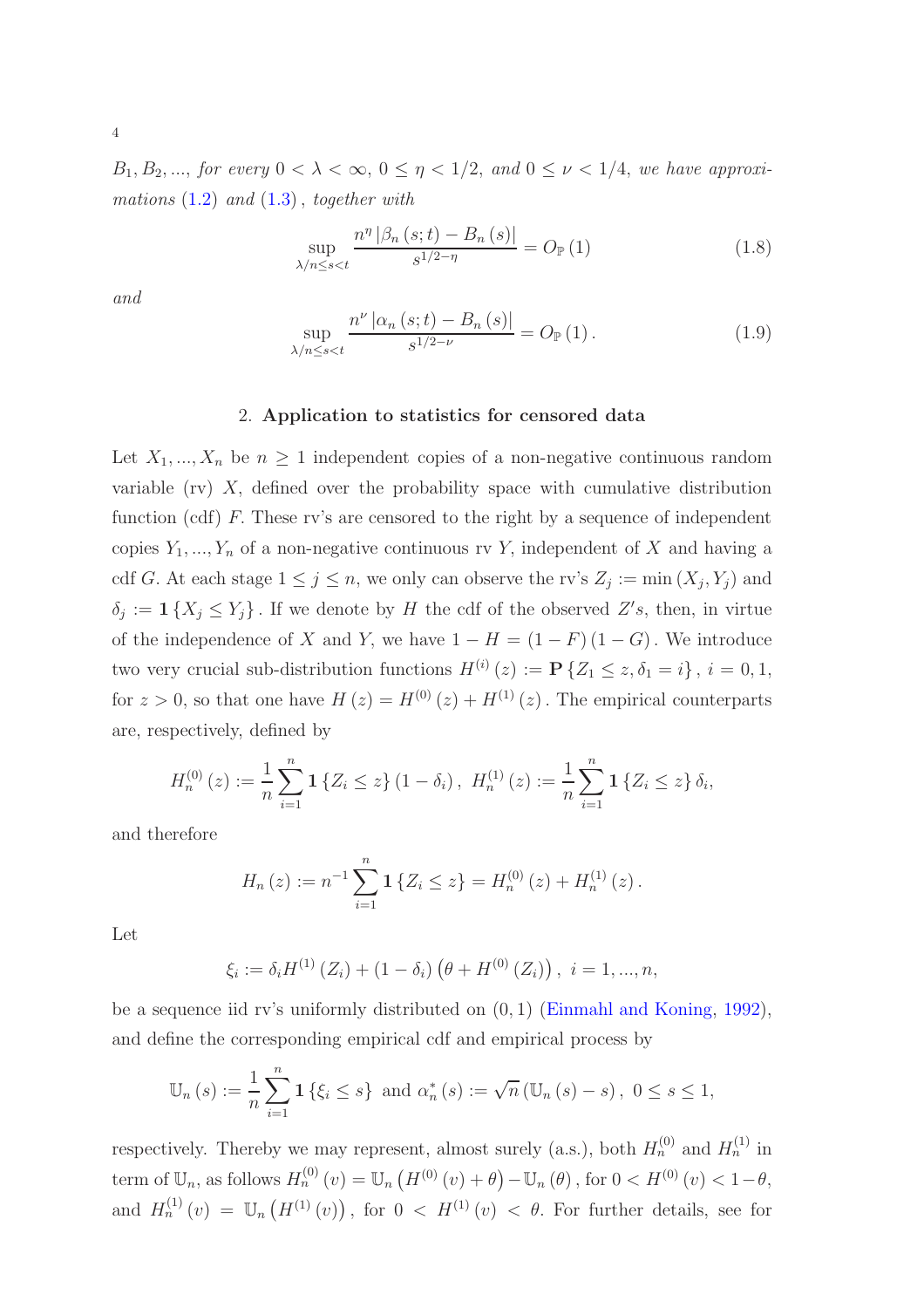$B_1, B_2, ...,$ *for every* $0 < \lambda < \infty$, $0 \leq \eta < 1/2$, *and* $0 \leq \nu < 1/4$, *we have approximations* (1.2) *and* (1.3), *together with*

$$\sup_{\lambda/n \leq s < t} \frac{n^{\eta} \left|\beta_n(s;t) - B_n(s)\right|}{s^{1/2-\eta}} = O_{\mathbb{P}}(1) \tag{1.8}$$

*and*

$$\sup_{\lambda/n \leq s < t} \frac{n^{\nu} \left|\alpha_n(s;t) - B_n(s)\right|}{s^{1/2-\nu}} = O_{\mathbb{P}}(1). \tag{1.9}$$

## 2. Application to statistics for censored data

Let $X_1, ..., X_n$ be $n \geq 1$ independent copies of a non-negative continuous random variable (rv) $X$, defined over the probability space with cumulative distribution function (cdf) $F$. These rv's are censored to the right by a sequence of independent copies $Y_1, ..., Y_n$ of a non-negative continuous rv $Y$, independent of $X$ and having a cdf $G$. At each stage $1 \leq j \leq n$, we only can observe the rv's $Z_j := \min(X_j, Y_j)$ and $\delta_j := \mathbf{1}\{X_j \leq Y_j\}$. If we denote by $H$ the cdf of the observed $Z's$, then, in virtue of the independence of $X$ and $Y$, we have $1 - H = (1-F)(1-G)$. We introduce two very crucial sub-distribution functions $H^{(i)}(z) := \mathbf{P}\{Z_1 \leq z, \delta_1 = i\}$, $i = 0, 1$, for $z > 0$, so that one have $H(z) = H^{(0)}(z) + H^{(1)}(z)$. The empirical counterparts are, respectively, defined by

$$H_n^{(0)}(z) := \frac{1}{n}\sum_{i=1}^{n} \mathbf{1}\{Z_i \leq z\}(1-\delta_i), \; H_n^{(1)}(z) := \frac{1}{n}\sum_{i=1}^{n} \mathbf{1}\{Z_i \leq z\}\delta_i,$$

and therefore

$$H_n(z) := n^{-1}\sum_{i=1}^{n} \mathbf{1}\{Z_i \leq z\} = H_n^{(0)}(z) + H_n^{(1)}(z).$$

Let

$$\xi_i := \delta_i H^{(1)}(Z_i) + (1-\delta_i)\left(\theta + H^{(0)}(Z_i)\right), \; i = 1, ..., n,$$

be a sequence iid rv's uniformly distributed on $(0,1)$ (Einmahl and Koning, 1992), and define the corresponding empirical cdf and empirical process by

$$\mathbb{U}_n(s) := \frac{1}{n}\sum_{i=1}^{n} \mathbf{1}\{\xi_i \leq s\} \text{ and } \alpha_n^*(s) := \sqrt{n}\left(\mathbb{U}_n(s) - s\right), \; 0 \leq s \leq 1,$$

respectively. Thereby we may represent, almost surely (a.s.), both $H_n^{(0)}$ and $H_n^{(1)}$ in term of $\mathbb{U}_n$, as follows $H_n^{(0)}(v) = \mathbb{U}_n\left(H^{(0)}(v) + \theta\right) - \mathbb{U}_n(\theta)$, for $0 < H^{(0)}(v) < 1-\theta$, and $H_n^{(1)}(v) = \mathbb{U}_n\left(H^{(1)}(v)\right)$, for $0 < H^{(1)}(v) < \theta$. For further details, see for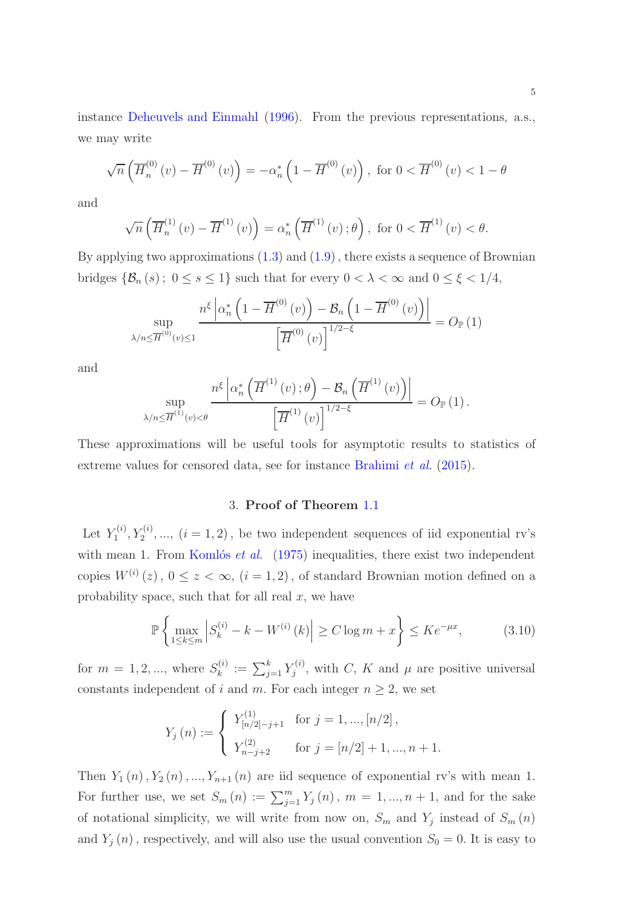instance Deheuvels and Einmahl (1996). From the previous representations, a.s., we may write

$$\sqrt{n}\left(\overline{H}_n^{(0)}(v) - \overline{H}^{(0)}(v)\right) = -\alpha_n^*\left(1 - \overline{H}^{(0)}(v)\right), \text{ for } 0 < \overline{H}^{(0)}(v) < 1 - \theta$$

and

$$\sqrt{n}\left(\overline{H}_n^{(1)}(v) - \overline{H}^{(1)}(v)\right) = \alpha_n^*\left(\overline{H}^{(1)}(v);\theta\right), \text{ for } 0 < \overline{H}^{(1)}(v) < \theta.$$

By applying two approximations (1.3) and (1.9), there exists a sequence of Brownian bridges $\{\mathcal{B}_n(s);\ 0 \leq s \leq 1\}$ such that for every $0 < \lambda < \infty$ and $0 \leq \xi < 1/4$,

$$\sup_{\lambda/n \leq \overline{H}^{(0)}(v) \leq 1} \frac{n^{\xi}\left|\alpha_n^*\left(1 - \overline{H}^{(0)}(v)\right) - \mathcal{B}_n\left(1 - \overline{H}^{(0)}(v)\right)\right|}{\left[\overline{H}^{(0)}(v)\right]^{1/2-\xi}} = O_{\mathbb{P}}(1)$$

and

$$\sup_{\lambda/n \leq \overline{H}^{(1)}(v) < \theta} \frac{n^{\xi}\left|\alpha_n^*\left(\overline{H}^{(1)}(v);\theta\right) - \mathcal{B}_n\left(\overline{H}^{(1)}(v)\right)\right|}{\left[\overline{H}^{(1)}(v)\right]^{1/2-\xi}} = O_{\mathbb{P}}(1).$$

These approximations will be useful tools for asymptotic results to statistics of extreme values for censored data, see for instance Brahimi *et al.* (2015).

## 3. Proof of Theorem 1.1

Let $Y_1^{(i)}, Y_2^{(i)}, ..., (i = 1, 2)$, be two independent sequences of iid exponential rv's with mean 1. From Komlós *et al.* (1975) inequalities, there exist two independent copies $W^{(i)}(z)$, $0 \leq z < \infty$, $(i = 1, 2)$, of standard Brownian motion defined on a probability space, such that for all real $x$, we have

$$\mathbb{P}\left\{\max_{1 \leq k \leq m}\left|S_k^{(i)} - k - W^{(i)}(k)\right| \geq C \log m + x\right\} \leq K e^{-\mu x}, \tag{3.10}$$

for $m = 1, 2, ...,$ where $S_k^{(i)} := \sum_{j=1}^{k} Y_j^{(i)}$, with $C$, $K$ and $\mu$ are positive universal constants independent of $i$ and $m$. For each integer $n \geq 2$, we set

$$Y_j(n) := \begin{cases} Y_{[n/2]-j+1}^{(1)} & \text{for } j = 1, ..., [n/2], \\ Y_{n-j+2}^{(2)} & \text{for } j = [n/2]+1, ..., n+1. \end{cases}$$

Then $Y_1(n), Y_2(n), ..., Y_{n+1}(n)$ are iid sequence of exponential rv's with mean 1. For further use, we set $S_m(n) := \sum_{j=1}^{m} Y_j(n)$, $m = 1, ..., n+1$, and for the sake of notational simplicity, we will write from now on, $S_m$ and $Y_j$ instead of $S_m(n)$ and $Y_j(n)$, respectively, and will also use the usual convention $S_0 = 0$. It is easy to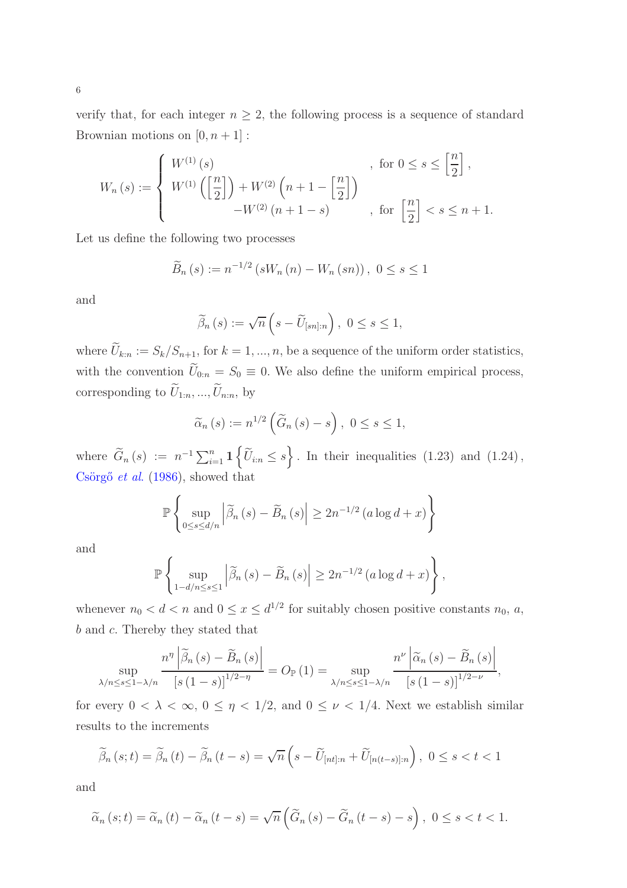verify that, for each integer $n \geq 2$, the following process is a sequence of standard Brownian motions on $[0, n+1]$ :

$$W_n(s) := \begin{cases} W^{(1)}(s) & , \text{ for } 0 \leq s \leq \left[\frac{n}{2}\right], \\ W^{(1)}\left(\left[\frac{n}{2}\right]\right) + W^{(2)}\left(n+1-\left[\frac{n}{2}\right]\right) & \\ \qquad\qquad -W^{(2)}(n+1-s) & , \text{ for } \left[\frac{n}{2}\right] < s \leq n+1. \end{cases}$$

Let us define the following two processes

$$\widetilde{B}_n(s) := n^{-1/2}\left(sW_n(n) - W_n(sn)\right), \ 0 \leq s \leq 1$$

and

$$\widetilde{\beta}_n(s) := \sqrt{n}\left(s - \widetilde{U}_{[sn]:n}\right), \ 0 \leq s \leq 1,$$

where $\widetilde{U}_{k:n} := S_k/S_{n+1}$, for $k = 1, ..., n$, be a sequence of the uniform order statistics, with the convention $\widetilde{U}_{0:n} = S_0 \equiv 0$. We also define the uniform empirical process, corresponding to $\widetilde{U}_{1:n}, ..., \widetilde{U}_{n:n}$, by

$$\widetilde{\alpha}_n(s) := n^{1/2}\left(\widetilde{G}_n(s) - s\right), \ 0 \leq s \leq 1,$$

where $\widetilde{G}_n(s) := n^{-1}\sum_{i=1}^n \mathbf{1}\left\{\widetilde{U}_{i:n} \leq s\right\}$. In their inequalities $(1.23)$ and $(1.24)$, Csörgő *et al.* (1986), showed that

$$\mathbb{P}\left\{\sup_{0 \leq s \leq d/n}\left|\widetilde{\beta}_n(s) - \widetilde{B}_n(s)\right| \geq 2n^{-1/2}(a\log d + x)\right\}$$

and

$$\mathbb{P}\left\{\sup_{1-d/n \leq s \leq 1}\left|\widetilde{\beta}_n(s) - \widetilde{B}_n(s)\right| \geq 2n^{-1/2}(a\log d + x)\right\},$$

whenever $n_0 < d < n$ and $0 \leq x \leq d^{1/2}$ for suitably chosen positive constants $n_0$, $a$, $b$ and $c$. Thereby they stated that

$$\sup_{\lambda/n \leq s \leq 1-\lambda/n}\frac{n^{\eta}\left|\widetilde{\beta}_n(s) - \widetilde{B}_n(s)\right|}{\left[s(1-s)\right]^{1/2-\eta}} = O_{\mathbb{P}}(1) = \sup_{\lambda/n \leq s \leq 1-\lambda/n}\frac{n^{\nu}\left|\widetilde{\alpha}_n(s) - \widetilde{B}_n(s)\right|}{\left[s(1-s)\right]^{1/2-\nu}},$$

for every $0 < \lambda < \infty$, $0 \leq \eta < 1/2$, and $0 \leq \nu < 1/4$. Next we establish similar results to the increments

$$\widetilde{\beta}_n(s;t) = \widetilde{\beta}_n(t) - \widetilde{\beta}_n(t-s) = \sqrt{n}\left(s - \widetilde{U}_{[nt]:n} + \widetilde{U}_{[n(t-s)]:n}\right), \ 0 \leq s < t < 1$$

and

$$\widetilde{\alpha}_n(s;t) = \widetilde{\alpha}_n(t) - \widetilde{\alpha}_n(t-s) = \sqrt{n}\left(\widetilde{G}_n(s) - \widetilde{G}_n(t-s) - s\right), \ 0 \leq s < t < 1.$$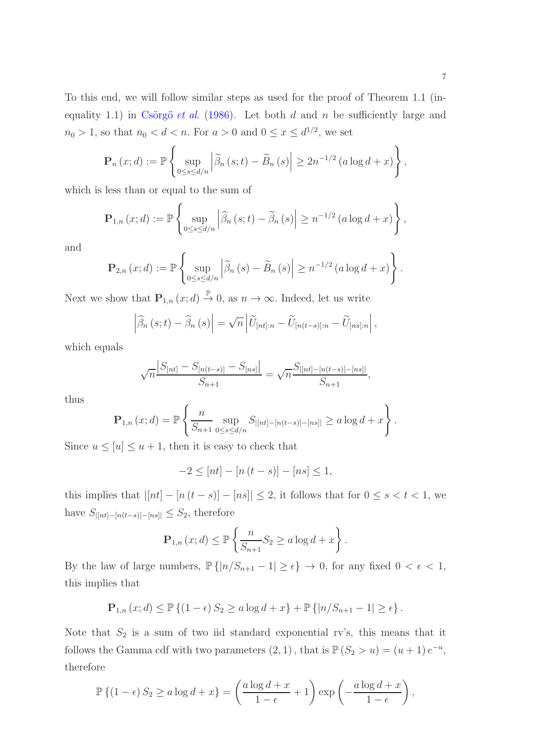To this end, we will follow similar steps as used for the proof of Theorem 1.1 (inequality 1.1) in Csörgő *et al.* (1986). Let both $d$ and $n$ be sufficiently large and $n_0 > 1$, so that $n_0 < d < n$. For $a > 0$ and $0 \leq x \leq d^{1/2}$, we set

$$\mathbf{P}_n(x; d) := \mathbb{P}\left\{ \sup_{0 \leq s \leq d/n} \left| \widetilde{\beta}_n(s; t) - \widetilde{B}_n(s) \right| \geq 2n^{-1/2}(a \log d + x) \right\},$$

which is less than or equal to the sum of

$$\mathbf{P}_{1,n}(x; d) := \mathbb{P}\left\{ \sup_{0 \leq s \leq d/n} \left| \widehat{\beta}_n(s; t) - \widetilde{\beta}_n(s) \right| \geq n^{-1/2}(a \log d + x) \right\},$$

and

$$\mathbf{P}_{2,n}(x; d) := \mathbb{P}\left\{ \sup_{0 \leq s \leq d/n} \left| \widetilde{\beta}_n(s) - \widetilde{B}_n(s) \right| \geq n^{-1/2}(a \log d + x) \right\}.$$

Next we show that $\mathbf{P}_{1,n}(x; d) \xrightarrow{\mathbb{P}} 0$, as $n \to \infty$. Indeed, let us write

$$\left| \widehat{\beta}_n(s; t) - \widehat{\beta}_n(s) \right| = \sqrt{n} \left| \widetilde{U}_{[nt]:n} - \widetilde{U}_{[n(t-s)]:n} - \widetilde{U}_{[ns]:n} \right|,$$

which equals

$$\sqrt{n} \frac{\left| S_{[nt]} - S_{[n(t-s)]} - S_{[ns]} \right|}{S_{n+1}} = \sqrt{n} \frac{S_{|[nt]-[n(t-s)]-[ns]|}}{S_{n+1}},$$

thus

$$\mathbf{P}_{1,n}(x; d) = \mathbb{P}\left\{ \frac{n}{S_{n+1}} \sup_{0 \leq s \leq d/n} S_{|[nt]-[n(t-s)]-[ns]|} \geq a \log d + x \right\}.$$

Since $u \leq [u] \leq u + 1$, then it is easy to check that

$$-2 \leq [nt] - [n(t-s)] - [ns] \leq 1,$$

this implies that $|[nt] - [n(t-s)] - [ns]| \leq 2$, it follows that for $0 \leq s < t < 1$, we have $S_{|[nt]-[n(t-s)]-[ns]|} \leq S_2$, therefore

$$\mathbf{P}_{1,n}(x; d) \leq \mathbb{P}\left\{ \frac{n}{S_{n+1}} S_2 \geq a \log d + x \right\}.$$

By the law of large numbers, $\mathbb{P}\{|n/S_{n+1} - 1| \geq \epsilon\} \to 0$, for any fixed $0 < \epsilon < 1$, this implies that

$$\mathbf{P}_{1,n}(x; d) \leq \mathbb{P}\{(1-\epsilon) S_2 \geq a \log d + x\} + \mathbb{P}\{|n/S_{n+1} - 1| \geq \epsilon\}.$$

Note that $S_2$ is a sum of two iid standard exponential rv's, this means that it follows the Gamma cdf with two parameters $(2, 1)$, that is $\mathbb{P}(S_2 > u) = (u + 1) e^{-u}$, therefore

$$\mathbb{P}\{(1-\epsilon) S_2 \geq a \log d + x\} = \left( \frac{a \log d + x}{1 - \epsilon} + 1 \right) \exp\left( -\frac{a \log d + x}{1 - \epsilon} \right),$$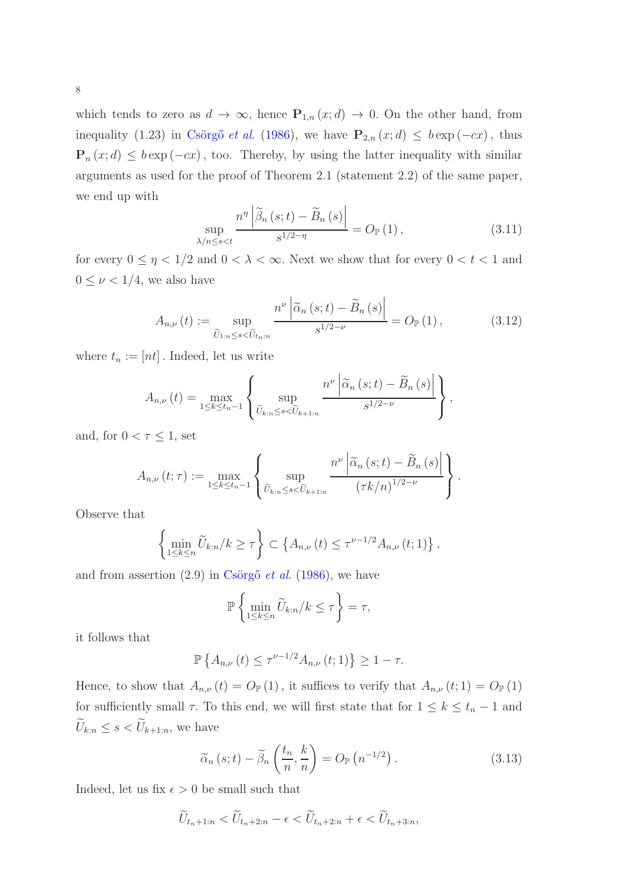which tends to zero as $d \to \infty$, hence $\mathbf{P}_{1,n}(x;d) \to 0$. On the other hand, from inequality (1.23) in Csörgő *et al.* (1986), we have $\mathbf{P}_{2,n}(x;d) \leq b\exp(-cx)$, thus $\mathbf{P}_n(x;d) \leq b\exp(-cx)$, too. Thereby, by using the latter inequality with similar arguments as used for the proof of Theorem 2.1 (statement 2.2) of the same paper, we end up with

$$\sup_{\lambda/n \leq s < t} \frac{n^{\eta}\left|\widetilde{\beta}_n(s;t) - \widetilde{B}_n(s)\right|}{s^{1/2-\eta}} = O_{\mathbb{P}}(1), \tag{3.11}$$

for every $0 \leq \eta < 1/2$ and $0 < \lambda < \infty$. Next we show that for every $0 < t < 1$ and $0 \leq \nu < 1/4$, we also have

$$A_{n,\nu}(t) := \sup_{\widetilde{U}_{1:n} \leq s < \widetilde{U}_{t_n:n}} \frac{n^{\nu}\left|\widetilde{\alpha}_n(s;t) - \widetilde{B}_n(s)\right|}{s^{1/2-\nu}} = O_{\mathbb{P}}(1), \tag{3.12}$$

where $t_n := [nt]$. Indeed, let us write

$$A_{n,\nu}(t) = \max_{1 \leq k \leq t_n - 1}\left\{\sup_{\widetilde{U}_{k:n} \leq s < \widetilde{U}_{k+1:n}} \frac{n^{\nu}\left|\widetilde{\alpha}_n(s;t) - \widetilde{B}_n(s)\right|}{s^{1/2-\nu}}\right\},$$

and, for $0 < \tau \leq 1$, set

$$A_{n,\nu}(t;\tau) := \max_{1 \leq k \leq t_n - 1}\left\{\sup_{\widetilde{U}_{k:n} \leq s < \widetilde{U}_{k+1:n}} \frac{n^{\nu}\left|\widetilde{\alpha}_n(s;t) - \widetilde{B}_n(s)\right|}{(\tau k/n)^{1/2-\nu}}\right\}.$$

Observe that

$$\left\{\min_{1 \leq k \leq n} \widetilde{U}_{k:n}/k \geq \tau\right\} \subset \left\{A_{n,\nu}(t) \leq \tau^{\nu-1/2} A_{n,\nu}(t;1)\right\},$$

and from assertion (2.9) in Csörgő *et al.* (1986), we have

$$\mathbb{P}\left\{\min_{1 \leq k \leq n} \widetilde{U}_{k:n}/k \leq \tau\right\} = \tau,$$

it follows that

$$\mathbb{P}\left\{A_{n,\nu}(t) \leq \tau^{\nu-1/2} A_{n,\nu}(t;1)\right\} \geq 1 - \tau.$$

Hence, to show that $A_{n,\nu}(t) = O_{\mathbb{P}}(1)$, it suffices to verify that $A_{n,\nu}(t;1) = O_{\mathbb{P}}(1)$ for sufficiently small $\tau$. To this end, we will first state that for $1 \leq k \leq t_n - 1$ and $\widetilde{U}_{k:n} \leq s < \widetilde{U}_{k+1:n}$, we have

$$\widetilde{\alpha}_n(s;t) - \widetilde{\beta}_n\left(\frac{t_n}{n}, \frac{k}{n}\right) = O_{\mathbb{P}}\left(n^{-1/2}\right). \tag{3.13}$$

Indeed, let us fix $\epsilon > 0$ be small such that

$$\widetilde{U}_{t_n+1:n} < \widetilde{U}_{t_n+2:n} - \epsilon < \widetilde{U}_{t_n+2:n} + \epsilon < \widetilde{U}_{t_n+3:n},$$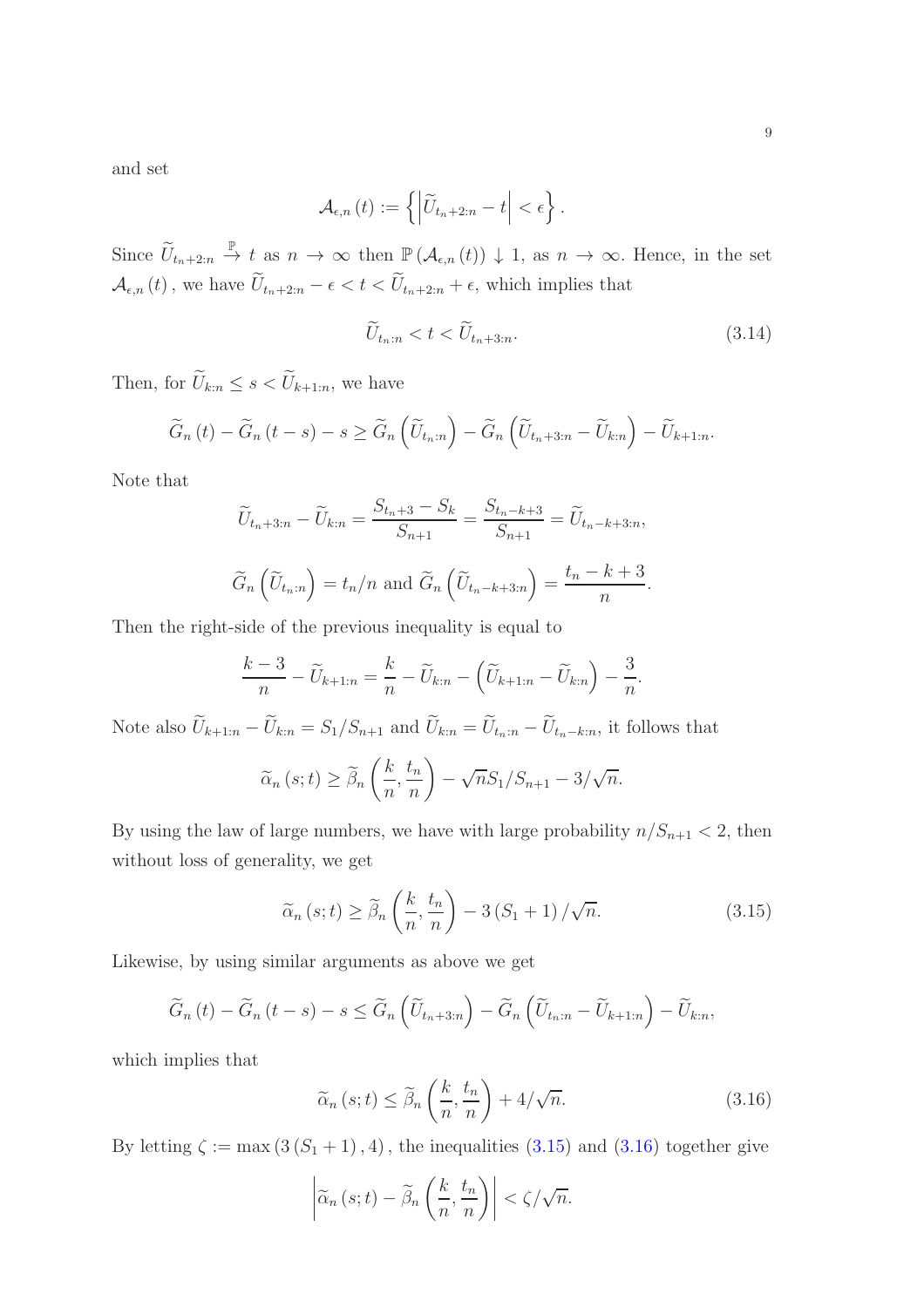and set

$$\mathcal{A}_{\epsilon,n}(t) := \left\{ \left| \widetilde{U}_{t_n+2:n} - t \right| < \epsilon \right\}.$$

Since $\widetilde{U}_{t_n+2:n} \xrightarrow{\mathbb{P}} t$ as $n \to \infty$ then $\mathbb{P}(\mathcal{A}_{\epsilon,n}(t)) \downarrow 1$, as $n \to \infty$. Hence, in the set $\mathcal{A}_{\epsilon,n}(t)$, we have $\widetilde{U}_{t_n+2:n} - \epsilon < t < \widetilde{U}_{t_n+2:n} + \epsilon$, which implies that

$$\widetilde{U}_{t_n:n} < t < \widetilde{U}_{t_n+3:n}. \tag{3.14}$$

Then, for $\widetilde{U}_{k:n} \leq s < \widetilde{U}_{k+1:n}$, we have

$$\widetilde{G}_n(t) - \widetilde{G}_n(t-s) - s \geq \widetilde{G}_n\left(\widetilde{U}_{t_n:n}\right) - \widetilde{G}_n\left(\widetilde{U}_{t_n+3:n} - \widetilde{U}_{k:n}\right) - \widetilde{U}_{k+1:n}.$$

Note that

$$\widetilde{U}_{t_n+3:n} - \widetilde{U}_{k:n} = \frac{S_{t_n+3} - S_k}{S_{n+1}} = \frac{S_{t_n-k+3}}{S_{n+1}} = \widetilde{U}_{t_n-k+3:n},$$

$$\widetilde{G}_n\left(\widetilde{U}_{t_n:n}\right) = t_n/n \text{ and } \widetilde{G}_n\left(\widetilde{U}_{t_n-k+3:n}\right) = \frac{t_n-k+3}{n}.$$

Then the right-side of the previous inequality is equal to

$$\frac{k-3}{n} - \widetilde{U}_{k+1:n} = \frac{k}{n} - \widetilde{U}_{k:n} - \left(\widetilde{U}_{k+1:n} - \widetilde{U}_{k:n}\right) - \frac{3}{n}.$$

Note also $\widetilde{U}_{k+1:n} - \widetilde{U}_{k:n} = S_1/S_{n+1}$ and $\widetilde{U}_{k:n} = \widetilde{U}_{t_n:n} - \widetilde{U}_{t_n-k:n}$, it follows that

$$\widetilde{\alpha}_n(s;t) \geq \widetilde{\beta}_n\left(\frac{k}{n}, \frac{t_n}{n}\right) - \sqrt{n}S_1/S_{n+1} - 3/\sqrt{n}.$$

By using the law of large numbers, we have with large probability $n/S_{n+1} < 2$, then without loss of generality, we get

$$\widetilde{\alpha}_n(s;t) \geq \widetilde{\beta}_n\left(\frac{k}{n}, \frac{t_n}{n}\right) - 3(S_1+1)/\sqrt{n}. \tag{3.15}$$

Likewise, by using similar arguments as above we get

$$\widetilde{G}_n(t) - \widetilde{G}_n(t-s) - s \leq \widetilde{G}_n\left(\widetilde{U}_{t_n+3:n}\right) - \widetilde{G}_n\left(\widetilde{U}_{t_n:n} - \widetilde{U}_{k+1:n}\right) - \widetilde{U}_{k:n},$$

which implies that

$$\widetilde{\alpha}_n(s;t) \leq \widetilde{\beta}_n\left(\frac{k}{n}, \frac{t_n}{n}\right) + 4/\sqrt{n}. \tag{3.16}$$

By letting $\zeta := \max(3(S_1+1), 4)$, the inequalities (3.15) and (3.16) together give

$$\left| \widetilde{\alpha}_n(s;t) - \widetilde{\beta}_n\left(\frac{k}{n}, \frac{t_n}{n}\right) \right| < \zeta/\sqrt{n}.$$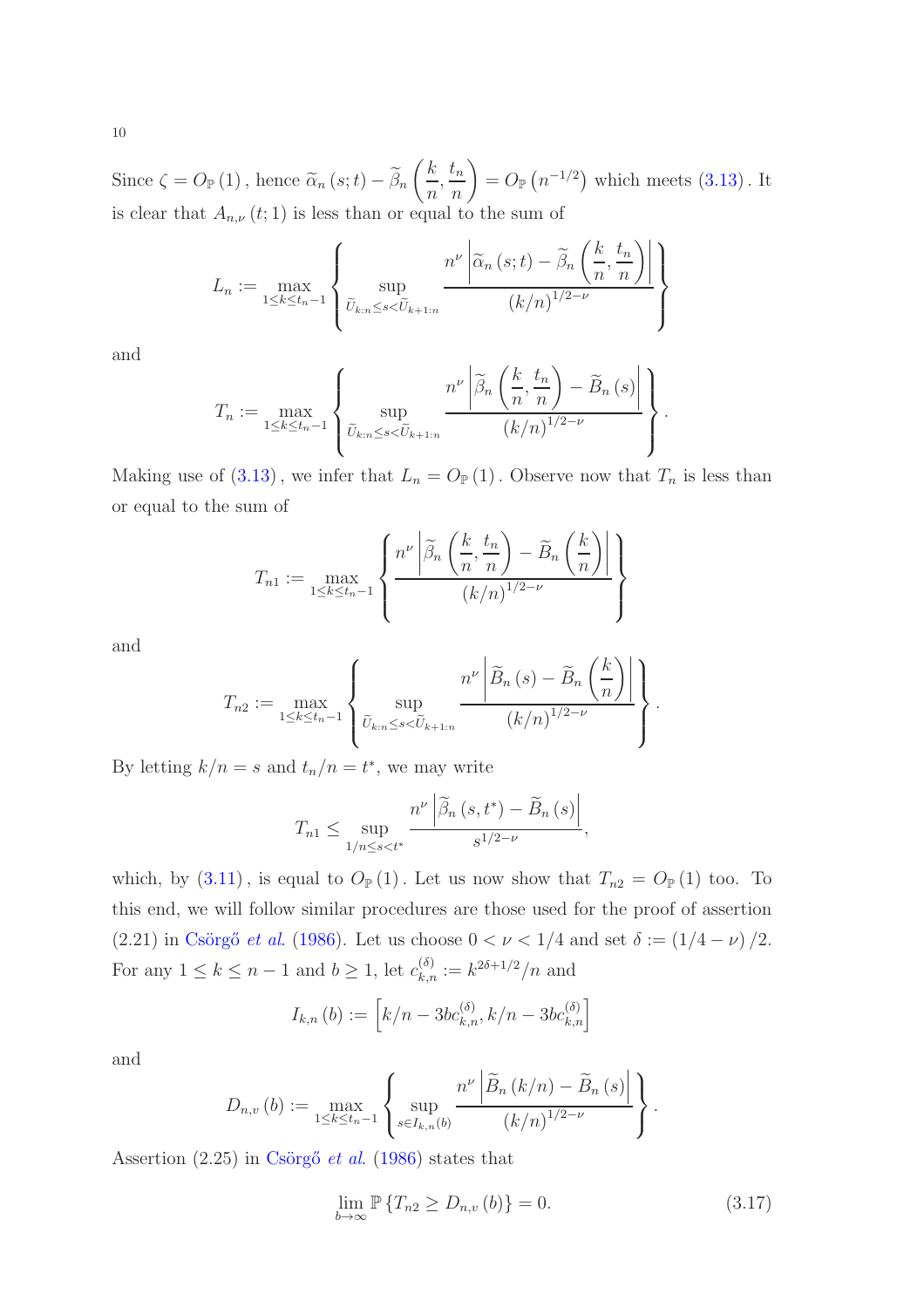Since $\zeta = O_{\mathbb{P}}(1)$, hence $\widetilde{\alpha}_n(s;t) - \widetilde{\beta}_n\left(\frac{k}{n}, \frac{t_n}{n}\right) = O_{\mathbb{P}}\left(n^{-1/2}\right)$ which meets (3.13). It is clear that $A_{n,\nu}(t;1)$ is less than or equal to the sum of

$$L_n := \max_{1 \leq k \leq t_n - 1} \left\{ \sup_{\widetilde{U}_{k:n} \leq s < \widetilde{U}_{k+1:n}} \frac{n^{\nu} \left| \widetilde{\alpha}_n(s;t) - \widetilde{\beta}_n\left(\frac{k}{n}, \frac{t_n}{n}\right) \right|}{(k/n)^{1/2-\nu}} \right\}$$

and

$$T_n := \max_{1 \leq k \leq t_n - 1} \left\{ \sup_{\widetilde{U}_{k:n} \leq s < \widetilde{U}_{k+1:n}} \frac{n^{\nu} \left| \widetilde{\beta}_n\left(\frac{k}{n}, \frac{t_n}{n}\right) - \widetilde{B}_n(s) \right|}{(k/n)^{1/2-\nu}} \right\}.$$

Making use of (3.13), we infer that $L_n = O_{\mathbb{P}}(1)$. Observe now that $T_n$ is less than or equal to the sum of

$$T_{n1} := \max_{1 \leq k \leq t_n - 1} \left\{ \frac{n^{\nu} \left| \widetilde{\beta}_n\left(\frac{k}{n}, \frac{t_n}{n}\right) - \widetilde{B}_n\left(\frac{k}{n}\right) \right|}{(k/n)^{1/2-\nu}} \right\}$$

and

$$T_{n2} := \max_{1 \leq k \leq t_n - 1} \left\{ \sup_{\widetilde{U}_{k:n} \leq s < \widetilde{U}_{k+1:n}} \frac{n^{\nu} \left| \widetilde{B}_n(s) - \widetilde{B}_n\left(\frac{k}{n}\right) \right|}{(k/n)^{1/2-\nu}} \right\}.$$

By letting $k/n = s$ and $t_n/n = t^*$, we may write

$$T_{n1} \leq \sup_{1/n \leq s < t^*} \frac{n^{\nu} \left| \widetilde{\beta}_n(s, t^*) - \widetilde{B}_n(s) \right|}{s^{1/2-\nu}},$$

which, by (3.11), is equal to $O_{\mathbb{P}}(1)$. Let us now show that $T_{n2} = O_{\mathbb{P}}(1)$ too. To this end, we will follow similar procedures are those used for the proof of assertion (2.21) in Csörgő *et al*. (1986). Let us choose $0 < \nu < 1/4$ and set $\delta := (1/4 - \nu)/2$. For any $1 \leq k \leq n-1$ and $b \geq 1$, let $c_{k,n}^{(\delta)} := k^{2\delta + 1/2}/n$ and

$$I_{k,n}(b) := \left[ k/n - 3bc_{k,n}^{(\delta)}, k/n - 3bc_{k,n}^{(\delta)} \right]$$

and

$$D_{n,v}(b) := \max_{1 \leq k \leq t_n - 1} \left\{ \sup_{s \in I_{k,n}(b)} \frac{n^{\nu} \left| \widetilde{B}_n(k/n) - \widetilde{B}_n(s) \right|}{(k/n)^{1/2-\nu}} \right\}.$$

Assertion (2.25) in Csörgő *et al*. (1986) states that

$$\lim_{b \to \infty} \mathbb{P}\left\{ T_{n2} \geq D_{n,v}(b) \right\} = 0. \tag{3.17}$$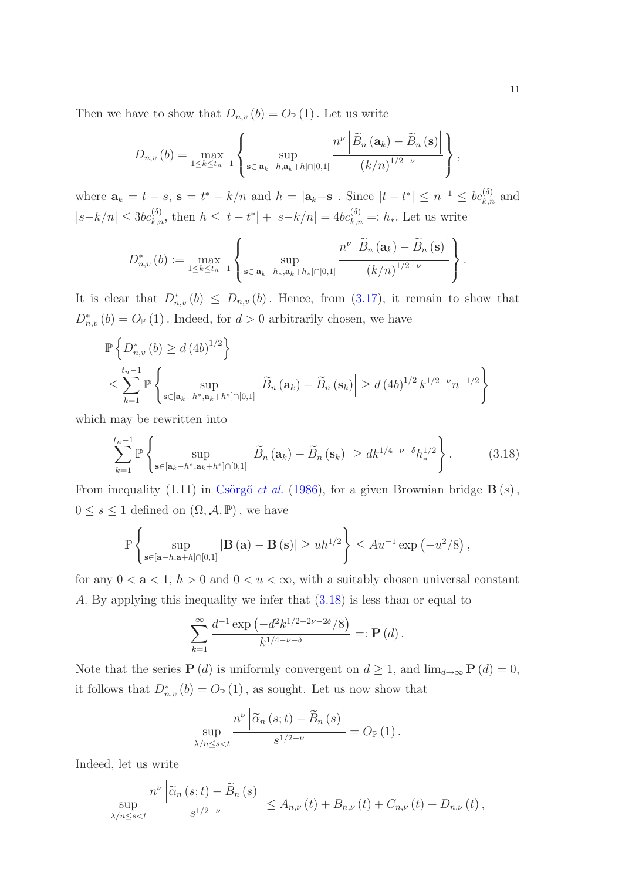Then we have to show that $D_{n,v}(b) = O_{\mathbb{P}}(1)$. Let us write

$$D_{n,v}(b) = \max_{1 \le k \le t_n - 1} \left\{ \sup_{\mathbf{s} \in [\mathbf{a}_k - h, \mathbf{a}_k + h] \cap [0,1]} \frac{n^{\nu} \left| \widetilde{B}_n(\mathbf{a}_k) - \widetilde{B}_n(\mathbf{s}) \right|}{(k/n)^{1/2-\nu}} \right\},$$

where $\mathbf{a}_k = t - s$, $\mathbf{s} = t^* - k/n$ and $h = |\mathbf{a}_k - \mathbf{s}|$. Since $|t - t^*| \le n^{-1} \le bc_{k,n}^{(\delta)}$ and $|s - k/n| \le 3bc_{k,n}^{(\delta)}$, then $h \le |t - t^*| + |s - k/n| = 4bc_{k,n}^{(\delta)} =: h_*$. Let us write

$$D_{n,v}^*(b) := \max_{1 \le k \le t_n - 1} \left\{ \sup_{\mathbf{s} \in [\mathbf{a}_k - h_*, \mathbf{a}_k + h_*] \cap [0,1]} \frac{n^{\nu} \left| \widetilde{B}_n(\mathbf{a}_k) - \widetilde{B}_n(\mathbf{s}) \right|}{(k/n)^{1/2-\nu}} \right\}.$$

It is clear that $D_{n,v}^*(b) \le D_{n,v}(b)$. Hence, from (3.17), it remain to show that $D_{n,v}^*(b) = O_{\mathbb{P}}(1)$. Indeed, for $d > 0$ arbitrarily chosen, we have

$$\begin{aligned}
&\mathbb{P}\left\{ D_{n,v}^*(b) \ge d(4b)^{1/2} \right\} \\
&\le \sum_{k=1}^{t_n - 1} \mathbb{P}\left\{ \sup_{\mathbf{s} \in [\mathbf{a}_k - h^*, \mathbf{a}_k + h^*] \cap [0,1]} \left| \widetilde{B}_n(\mathbf{a}_k) - \widetilde{B}_n(\mathbf{s}_k) \right| \ge d(4b)^{1/2} k^{1/2-\nu} n^{-1/2} \right\}
\end{aligned}$$

which may be rewritten into

$$\sum_{k=1}^{t_n - 1} \mathbb{P}\left\{ \sup_{\mathbf{s} \in [\mathbf{a}_k - h^*, \mathbf{a}_k + h^*] \cap [0,1]} \left| \widetilde{B}_n(\mathbf{a}_k) - \widetilde{B}_n(\mathbf{s}_k) \right| \ge dk^{1/4-\nu-\delta} h_*^{1/2} \right\}. \tag{3.18}$$

From inequality (1.11) in Csörgő *et al.* (1986), for a given Brownian bridge $\mathbf{B}(s)$, $0 \le s \le 1$ defined on $(\Omega, \mathcal{A}, \mathbb{P})$, we have

$$\mathbb{P}\left\{ \sup_{\mathbf{s} \in [\mathbf{a} - h, \mathbf{a} + h] \cap [0,1]} |\mathbf{B}(\mathbf{a}) - \mathbf{B}(\mathbf{s})| \ge uh^{1/2} \right\} \le Au^{-1} \exp\left(-u^2/8\right),$$

for any $0 < \mathbf{a} < 1$, $h > 0$ and $0 < u < \infty$, with a suitably chosen universal constant $A$. By applying this inequality we infer that (3.18) is less than or equal to

$$\sum_{k=1}^{\infty} \frac{d^{-1} \exp\left(-d^2 k^{1/2-2\nu-2\delta}/8\right)}{k^{1/4-\nu-\delta}} =: \mathbf{P}(d).$$

Note that the series $\mathbf{P}(d)$ is uniformly convergent on $d \ge 1$, and $\lim_{d \to \infty} \mathbf{P}(d) = 0$, it follows that $D_{n,v}^*(b) = O_{\mathbb{P}}(1)$, as sought. Let us now show that

$$\sup_{\lambda/n \le s < t} \frac{n^{\nu} \left| \widetilde{\alpha}_n(s;t) - \widetilde{B}_n(s) \right|}{s^{1/2-\nu}} = O_{\mathbb{P}}(1).$$

Indeed, let us write

$$\sup_{\lambda/n \le s < t} \frac{n^{\nu} \left| \widetilde{\alpha}_n(s;t) - \widetilde{B}_n(s) \right|}{s^{1/2-\nu}} \le A_{n,\nu}(t) + B_{n,\nu}(t) + C_{n,\nu}(t) + D_{n,\nu}(t),$$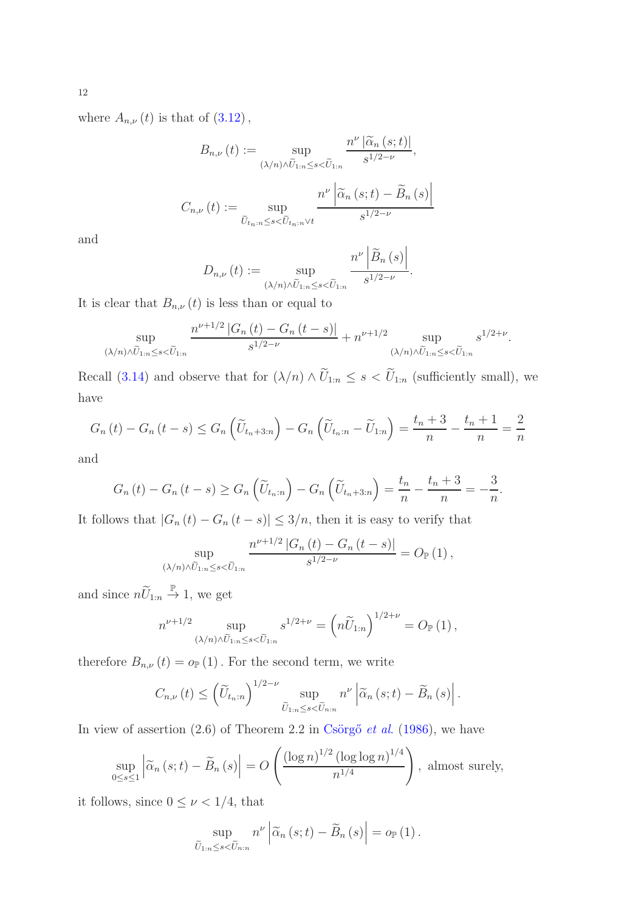where $A_{n,\nu}(t)$ is that of (3.12),

$$B_{n,\nu}(t) := \sup_{(\lambda/n)\wedge\widetilde{U}_{1:n}\leq s<\widetilde{U}_{1:n}} \frac{n^{\nu}\left|\widetilde{\alpha}_n(s;t)\right|}{s^{1/2-\nu}},$$

$$C_{n,\nu}(t) := \sup_{\widetilde{U}_{t_n:n}\leq s<\widetilde{U}_{t_n:n}\vee t} \frac{n^{\nu}\left|\widetilde{\alpha}_n(s;t)-\widetilde{B}_n(s)\right|}{s^{1/2-\nu}}$$

and

$$D_{n,\nu}(t) := \sup_{(\lambda/n)\wedge\widetilde{U}_{1:n}\leq s<\widetilde{U}_{1:n}} \frac{n^{\nu}\left|\widetilde{B}_n(s)\right|}{s^{1/2-\nu}}.$$

It is clear that $B_{n,\nu}(t)$ is less than or equal to

$$\sup_{(\lambda/n)\wedge\widetilde{U}_{1:n}\leq s<\widetilde{U}_{1:n}} \frac{n^{\nu+1/2}\left|G_n(t)-G_n(t-s)\right|}{s^{1/2-\nu}} + n^{\nu+1/2}\sup_{(\lambda/n)\wedge\widetilde{U}_{1:n}\leq s<\widetilde{U}_{1:n}} s^{1/2+\nu}.$$

Recall (3.14) and observe that for $(\lambda/n)\wedge\widetilde{U}_{1:n}\leq s<\widetilde{U}_{1:n}$ (sufficiently small), we have

$$G_n(t)-G_n(t-s)\leq G_n\left(\widetilde{U}_{t_n+3:n}\right)-G_n\left(\widetilde{U}_{t_n:n}-\widetilde{U}_{1:n}\right)=\frac{t_n+3}{n}-\frac{t_n+1}{n}=\frac{2}{n}$$

and

$$G_n(t)-G_n(t-s)\geq G_n\left(\widetilde{U}_{t_n:n}\right)-G_n\left(\widetilde{U}_{t_n+3:n}\right)=\frac{t_n}{n}-\frac{t_n+3}{n}=-\frac{3}{n}.$$

It follows that $\left|G_n(t)-G_n(t-s)\right|\leq 3/n$, then it is easy to verify that

$$\sup_{(\lambda/n)\wedge\widetilde{U}_{1:n}\leq s<\widetilde{U}_{1:n}} \frac{n^{\nu+1/2}\left|G_n(t)-G_n(t-s)\right|}{s^{1/2-\nu}}=O_{\mathbb{P}}(1),$$

and since $n\widetilde{U}_{1:n}\overset{\mathbb{P}}{\to}1$, we get

$$n^{\nu+1/2}\sup_{(\lambda/n)\wedge\widetilde{U}_{1:n}\leq s<\widetilde{U}_{1:n}} s^{1/2+\nu}=\left(n\widetilde{U}_{1:n}\right)^{1/2+\nu}=O_{\mathbb{P}}(1),$$

therefore $B_{n,\nu}(t)=o_{\mathbb{P}}(1)$. For the second term, we write

$$C_{n,\nu}(t)\leq\left(\widetilde{U}_{t_n:n}\right)^{1/2-\nu}\sup_{\widetilde{U}_{1:n}\leq s<\widetilde{U}_{n:n}} n^{\nu}\left|\widetilde{\alpha}_n(s;t)-\widetilde{B}_n(s)\right|.$$

In view of assertion (2.6) of Theorem 2.2 in Csörgő *et al*. (1986), we have

$$\sup_{0\leq s\leq 1}\left|\widetilde{\alpha}_n(s;t)-\widetilde{B}_n(s)\right|=O\left(\frac{(\log n)^{1/2}(\log\log n)^{1/4}}{n^{1/4}}\right),\text{ almost surely,}$$

it follows, since $0\leq\nu<1/4$, that

$$\sup_{\widetilde{U}_{1:n}\leq s<\widetilde{U}_{n:n}} n^{\nu}\left|\widetilde{\alpha}_n(s;t)-\widetilde{B}_n(s)\right|=o_{\mathbb{P}}(1).$$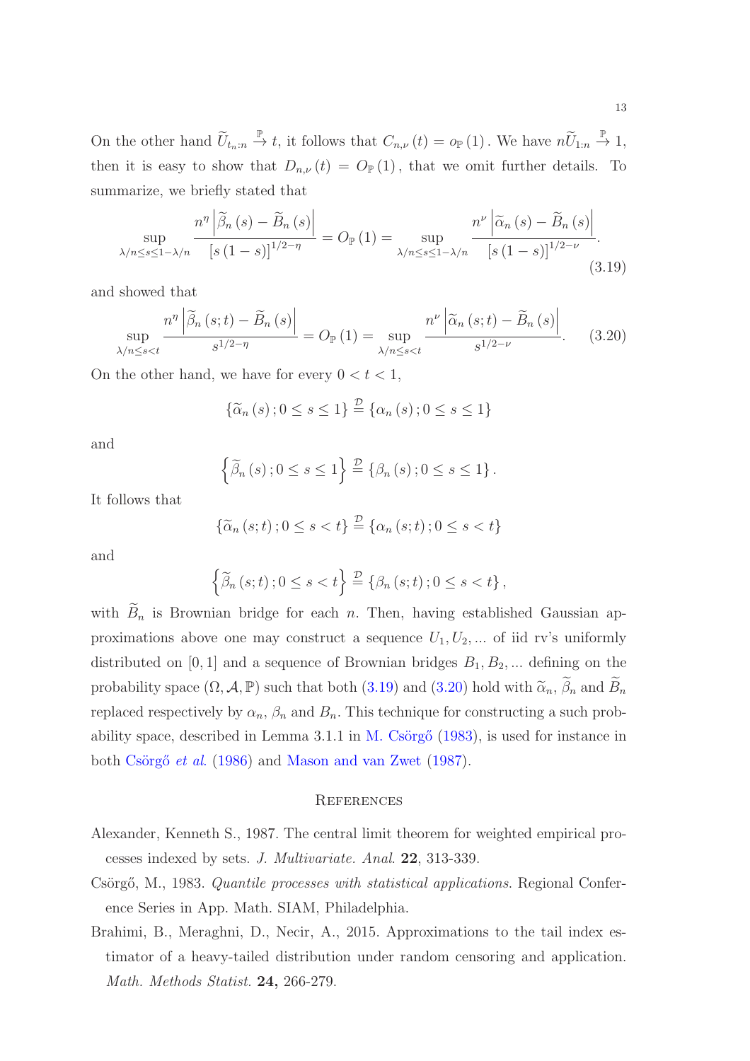On the other hand $\widetilde{U}_{t_n:n} \overset{\mathbb{P}}{\to} t$, it follows that $C_{n,\nu}(t) = o_{\mathbb{P}}(1)$. We have $n\widetilde{U}_{1:n} \overset{\mathbb{P}}{\to} 1$, then it is easy to show that $D_{n,\nu}(t) = O_{\mathbb{P}}(1)$, that we omit further details. To summarize, we briefly stated that

$$\sup_{\lambda/n \leq s \leq 1-\lambda/n} \frac{n^{\eta}\left|\widetilde{\beta}_n(s) - \widetilde{B}_n(s)\right|}{[s(1-s)]^{1/2-\eta}} = O_{\mathbb{P}}(1) = \sup_{\lambda/n \leq s \leq 1-\lambda/n} \frac{n^{\nu}\left|\widetilde{\alpha}_n(s) - \widetilde{B}_n(s)\right|}{[s(1-s)]^{1/2-\nu}}. \tag{3.19}$$

and showed that

$$\sup_{\lambda/n \leq s < t} \frac{n^{\eta}\left|\widetilde{\beta}_n(s;t) - \widetilde{B}_n(s)\right|}{s^{1/2-\eta}} = O_{\mathbb{P}}(1) = \sup_{\lambda/n \leq s < t} \frac{n^{\nu}\left|\widetilde{\alpha}_n(s;t) - \widetilde{B}_n(s)\right|}{s^{1/2-\nu}}. \tag{3.20}$$

On the other hand, we have for every $0 < t < 1$,

$$\{\widetilde{\alpha}_n(s); 0 \leq s \leq 1\} \overset{\mathcal{D}}{=} \{\alpha_n(s); 0 \leq s \leq 1\}$$

and

$$\left\{\widetilde{\beta}_n(s); 0 \leq s \leq 1\right\} \overset{\mathcal{D}}{=} \{\beta_n(s); 0 \leq s \leq 1\}.$$

It follows that

$$\{\widetilde{\alpha}_n(s;t); 0 \leq s < t\} \overset{\mathcal{D}}{=} \{\alpha_n(s;t); 0 \leq s < t\}$$

and

$$\left\{\widetilde{\beta}_n(s;t); 0 \leq s < t\right\} \overset{\mathcal{D}}{=} \{\beta_n(s;t); 0 \leq s < t\},$$

with $\widetilde{B}_n$ is Brownian bridge for each $n$. Then, having established Gaussian approximations above one may construct a sequence $U_1, U_2, ...$ of iid rv's uniformly distributed on $[0,1]$ and a sequence of Brownian bridges $B_1, B_2, ...$ defining on the probability space $(\Omega, \mathcal{A}, \mathbb{P})$ such that both (3.19) and (3.20) hold with $\widetilde{\alpha}_n$, $\widetilde{\beta}_n$ and $\widetilde{B}_n$ replaced respectively by $\alpha_n$, $\beta_n$ and $B_n$. This technique for constructing a such probability space, described in Lemma 3.1.1 in M. Csörgő (1983), is used for instance in both Csörgő *et al*. (1986) and Mason and van Zwet (1987).

## References

Alexander, Kenneth S., 1987. The central limit theorem for weighted empirical processes indexed by sets. *J. Multivariate. Anal*. **22**, 313-339.

Csörgő, M., 1983. *Quantile processes with statistical applications*. Regional Conference Series in App. Math. SIAM, Philadelphia.

Brahimi, B., Meraghni, D., Necir, A., 2015. Approximations to the tail index estimator of a heavy-tailed distribution under random censoring and application. *Math. Methods Statist*. **24,** 266-279.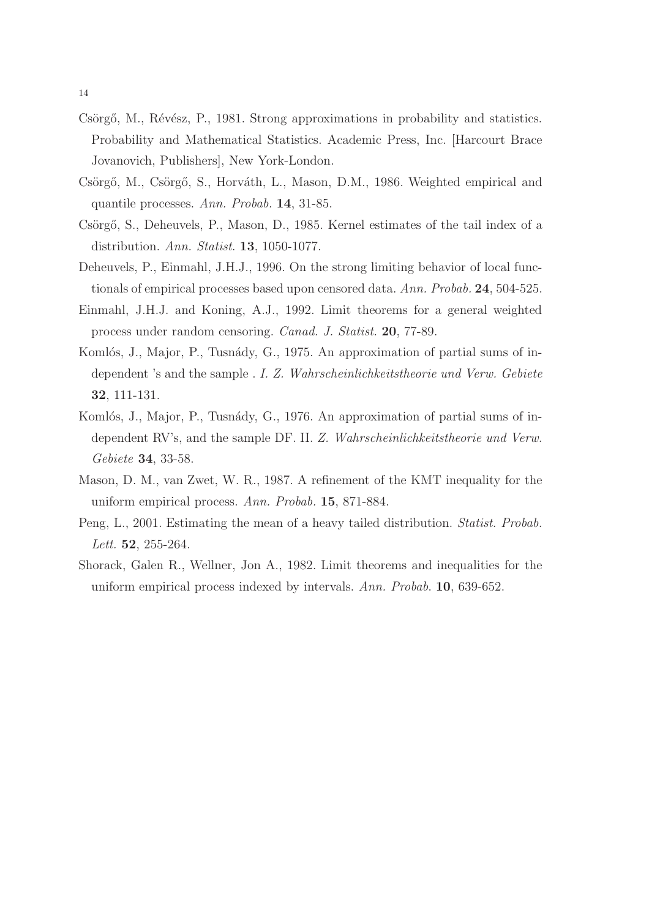Csörgő, M., Révész, P., 1981. Strong approximations in probability and statistics. Probability and Mathematical Statistics. Academic Press, Inc. [Harcourt Brace Jovanovich, Publishers], New York-London.

Csörgő, M., Csörgő, S., Horváth, L., Mason, D.M., 1986. Weighted empirical and quantile processes. *Ann. Probab.* **14**, 31-85.

Csörgő, S., Deheuvels, P., Mason, D., 1985. Kernel estimates of the tail index of a distribution. *Ann. Statist.* **13**, 1050-1077.

Deheuvels, P., Einmahl, J.H.J., 1996. On the strong limiting behavior of local functionals of empirical processes based upon censored data. *Ann. Probab.* **24**, 504-525.

Einmahl, J.H.J. and Koning, A.J., 1992. Limit theorems for a general weighted process under random censoring. *Canad. J. Statist.* **20**, 77-89.

Komlós, J., Major, P., Tusnády, G., 1975. An approximation of partial sums of independent 's and the sample . *I. Z. Wahrscheinlichkeitstheorie und Verw. Gebiete* **32**, 111-131.

Komlós, J., Major, P., Tusnády, G., 1976. An approximation of partial sums of independent RV's, and the sample DF. II. *Z. Wahrscheinlichkeitstheorie und Verw. Gebiete* **34**, 33-58.

Mason, D. M., van Zwet, W. R., 1987. A refinement of the KMT inequality for the uniform empirical process. *Ann. Probab.* **15**, 871-884.

Peng, L., 2001. Estimating the mean of a heavy tailed distribution. *Statist. Probab. Lett.* **52**, 255-264.

Shorack, Galen R., Wellner, Jon A., 1982. Limit theorems and inequalities for the uniform empirical process indexed by intervals. *Ann. Probab.* **10**, 639-652.